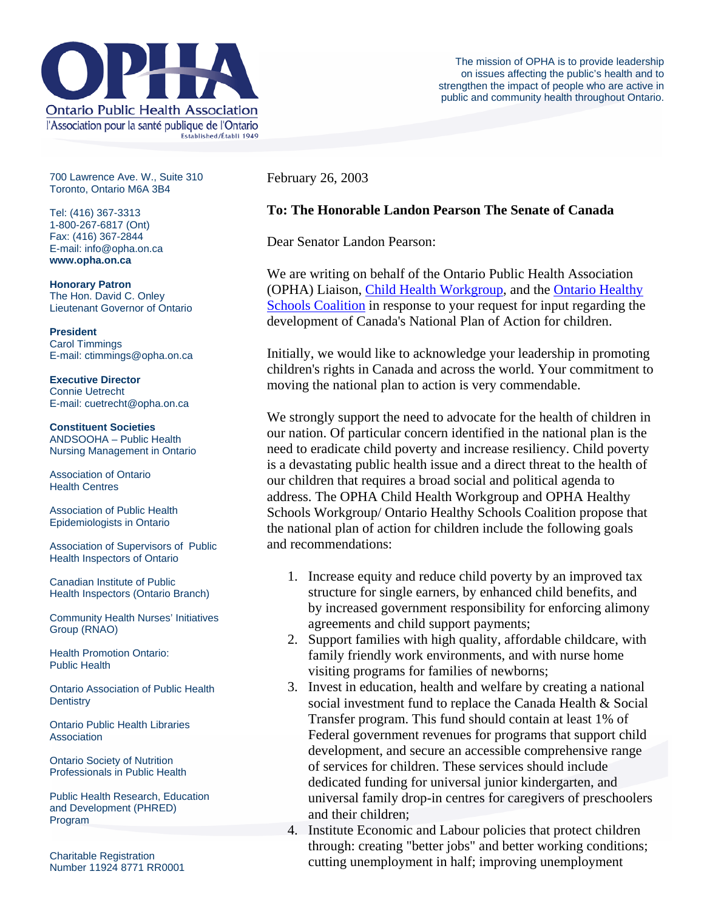# OPHA

Ontario Public Health Association

l'Association pour la santé publique de l'Ontario

Established/Établi 1949

The mission of OPHA is to provide leadership on issues affecting the public's health and to strengthen the impact of people who are active in public and community health throughout Ontario.

700 Lawrence Ave. W., Suite 310
Toronto, Ontario M6A 3B4

Tel: (416) 367-3313
1-800-267-6817 (Ont)
Fax: (416) 367-2844
E-mail: info@opha.on.ca
**www.opha.on.ca**

**Honorary Patron**
The Hon. David C. Onley
Lieutenant Governor of Ontario

**President**
Carol Timmings
E-mail: ctimmings@opha.on.ca

**Executive Director**
Connie Uetrecht
E-mail: cuetrecht@opha.on.ca

**Constituent Societies**

ANDSOOHA – Public Health Nursing Management in Ontario

Association of Ontario Health Centres

Association of Public Health Epidemiologists in Ontario

Association of Supervisors of Public Health Inspectors of Ontario

Canadian Institute of Public Health Inspectors (Ontario Branch)

Community Health Nurses' Initiatives Group (RNAO)

Health Promotion Ontario: Public Health

Ontario Association of Public Health Dentistry

Ontario Public Health Libraries Association

Ontario Society of Nutrition Professionals in Public Health

Public Health Research, Education and Development (PHRED) Program

Charitable Registration Number 11924 8771 RR0001

February 26, 2003

**To: The Honorable Landon Pearson The Senate of Canada**

Dear Senator Landon Pearson:

We are writing on behalf of the Ontario Public Health Association (OPHA) Liaison, Child Health Workgroup, and the Ontario Healthy Schools Coalition in response to your request for input regarding the development of Canada's National Plan of Action for children.

Initially, we would like to acknowledge your leadership in promoting children's rights in Canada and across the world. Your commitment to moving the national plan to action is very commendable.

We strongly support the need to advocate for the health of children in our nation. Of particular concern identified in the national plan is the need to eradicate child poverty and increase resiliency. Child poverty is a devastating public health issue and a direct threat to the health of our children that requires a broad social and political agenda to address. The OPHA Child Health Workgroup and OPHA Healthy Schools Workgroup/ Ontario Healthy Schools Coalition propose that the national plan of action for children include the following goals and recommendations:

1. Increase equity and reduce child poverty by an improved tax structure for single earners, by enhanced child benefits, and by increased government responsibility for enforcing alimony agreements and child support payments;
2. Support families with high quality, affordable childcare, with family friendly work environments, and with nurse home visiting programs for families of newborns;
3. Invest in education, health and welfare by creating a national social investment fund to replace the Canada Health & Social Transfer program. This fund should contain at least 1% of Federal government revenues for programs that support child development, and secure an accessible comprehensive range of services for children. These services should include dedicated funding for universal junior kindergarten, and universal family drop-in centres for caregivers of preschoolers and their children;
4. Institute Economic and Labour policies that protect children through: creating "better jobs" and better working conditions; cutting unemployment in half; improving unemployment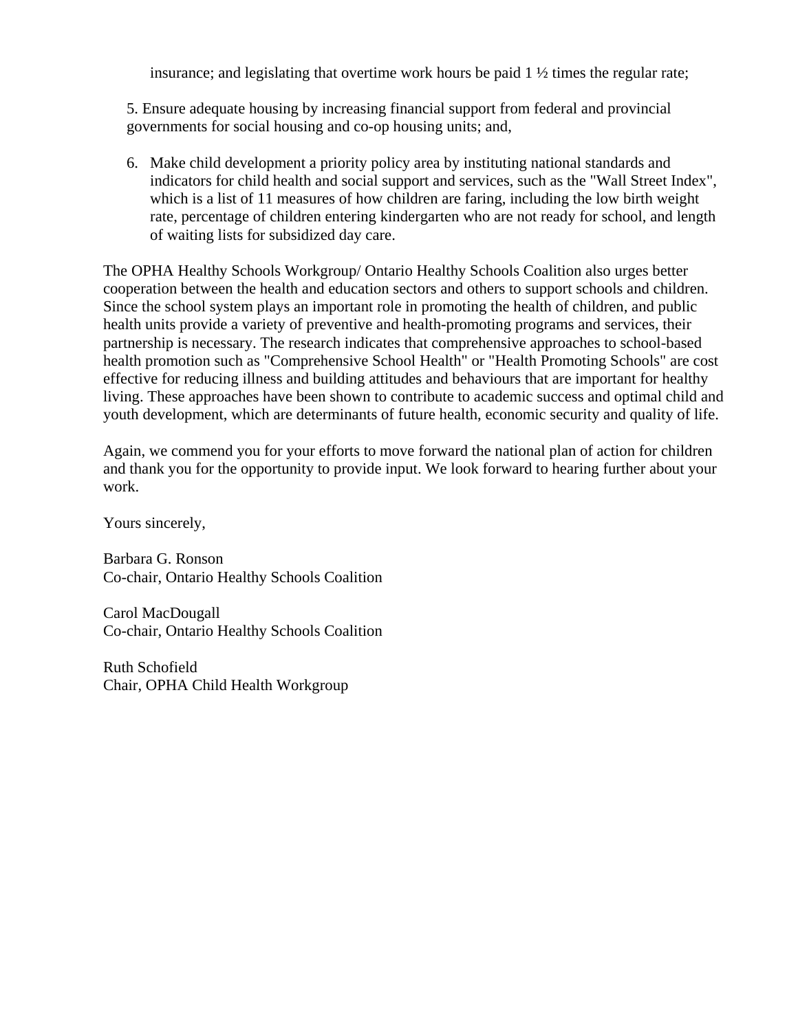insurance; and legislating that overtime work hours be paid 1 ½ times the regular rate;

5. Ensure adequate housing by increasing financial support from federal and provincial governments for social housing and co-op housing units; and,

6. Make child development a priority policy area by instituting national standards and indicators for child health and social support and services, such as the "Wall Street Index", which is a list of 11 measures of how children are faring, including the low birth weight rate, percentage of children entering kindergarten who are not ready for school, and length of waiting lists for subsidized day care.

The OPHA Healthy Schools Workgroup/ Ontario Healthy Schools Coalition also urges better cooperation between the health and education sectors and others to support schools and children. Since the school system plays an important role in promoting the health of children, and public health units provide a variety of preventive and health-promoting programs and services, their partnership is necessary. The research indicates that comprehensive approaches to school-based health promotion such as "Comprehensive School Health" or "Health Promoting Schools" are cost effective for reducing illness and building attitudes and behaviours that are important for healthy living. These approaches have been shown to contribute to academic success and optimal child and youth development, which are determinants of future health, economic security and quality of life.

Again, we commend you for your efforts to move forward the national plan of action for children and thank you for the opportunity to provide input. We look forward to hearing further about your work.

Yours sincerely,

Barbara G. Ronson  
Co-chair, Ontario Healthy Schools Coalition

Carol MacDougall  
Co-chair, Ontario Healthy Schools Coalition

Ruth Schofield  
Chair, OPHA Child Health Workgroup